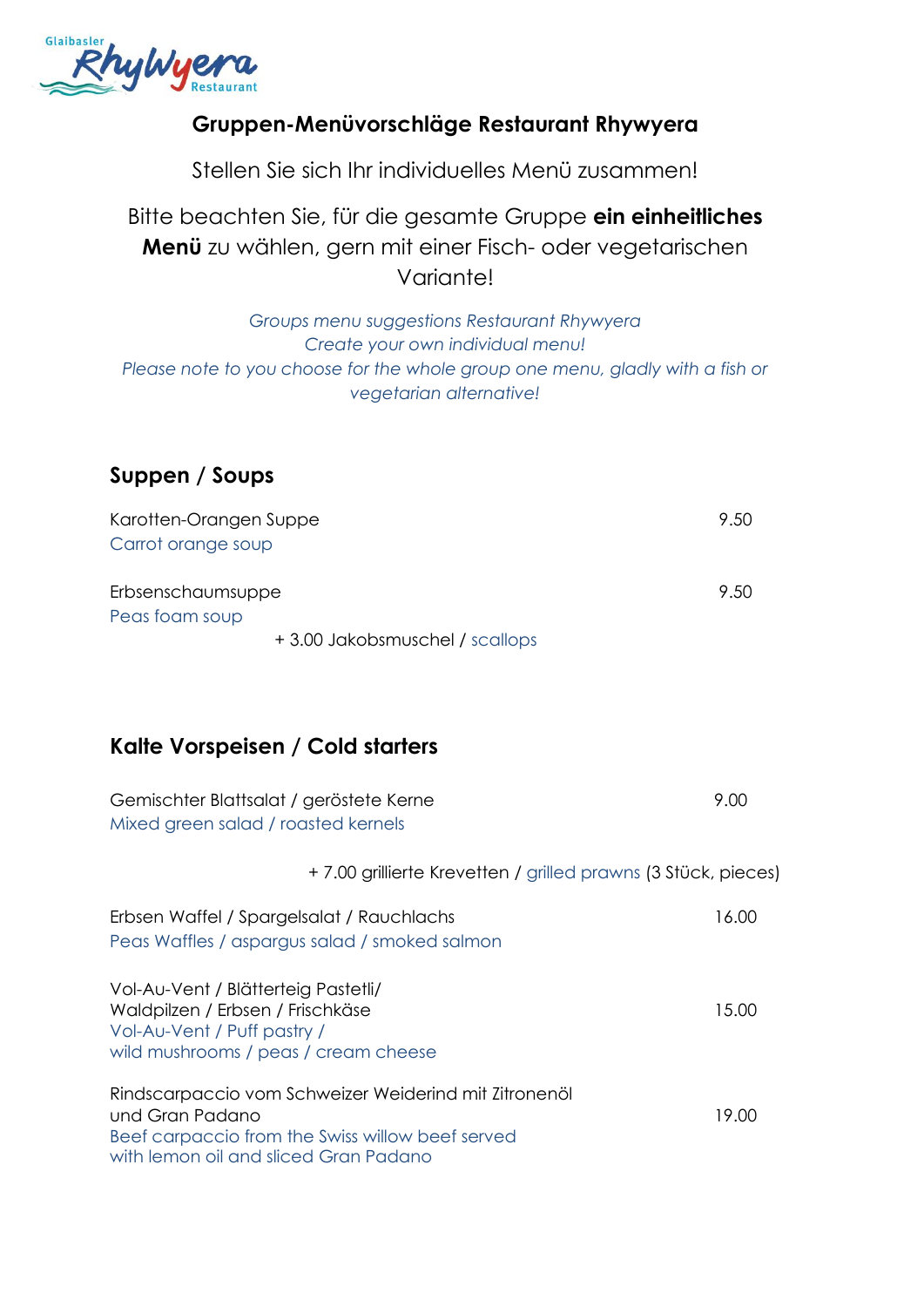Glaibasler RhyWyera Restaurant

## Gruppen-Menüvorschläge Restaurant Rhywyera

Stellen Sie sich Ihr individuelles Menü zusammen!

Bitte beachten Sie, für die gesamte Gruppe **ein einheitliches Menü** zu wählen, gern mit einer Fisch- oder vegetarischen Variante!

*Groups menu suggestions Restaurant Rhywyera*
*Create your own individual menu!*
*Please note to you choose for the whole group one menu, gladly with a fish or vegetarian alternative!*

### Suppen / Soups

Karotten-Orangen Suppe — 9.50
Carrot orange soup

Erbsenschaumsuppe — 9.50
Peas foam soup
+ 3.00 Jakobsmuschel / scallops

### Kalte Vorspeisen / Cold starters

Gemischter Blattsalat / geröstete Kerne — 9.00
Mixed green salad / roasted kernels

+ 7.00 grillierte Krevetten / grilled prawns (3 Stück, pieces)

Erbsen Waffel / Spargelsalat / Rauchlachs — 16.00
Peas Waffles / aspargus salad / smoked salmon

Vol-Au-Vent / Blätterteig Pastetli/ Waldpilzen / Erbsen / Frischkäse — 15.00
Vol-Au-Vent / Puff pastry / wild mushrooms / peas / cream cheese

Rindscarpaccio vom Schweizer Weiderind mit Zitronenöl und Gran Padano — 19.00
Beef carpaccio from the Swiss willow beef served with lemon oil and sliced Gran Padano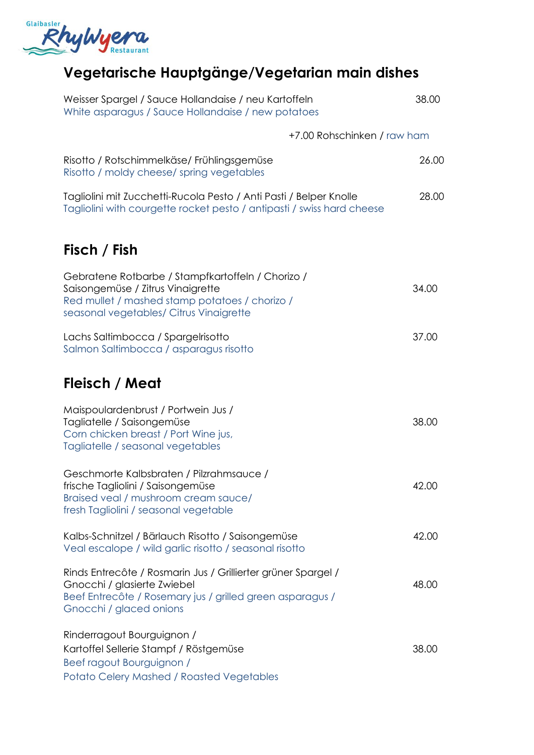Glaibasler RhyWyera Restaurant

## Vegetarische Hauptgänge/Vegetarian main dishes

Weisser Spargel / Sauce Hollandaise / neu Kartoffeln — 38.00
White asparagus / Sauce Hollandaise / new potatoes

+7.00 Rohschinken / raw ham

Risotto / Rotschimmelkäse/ Frühlingsgemüse — 26.00
Risotto / moldy cheese/ spring vegetables

Tagliolini mit Zucchetti-Rucola Pesto / Anti Pasti / Belper Knolle — 28.00
Tagliolini with courgette rocket pesto / antipasti / swiss hard cheese

## Fisch / Fish

Gebratene Rotbarbe / Stampfkartoffeln / Chorizo / Saisongemüse / Zitrus Vinaigrette — 34.00
Red mullet / mashed stamp potatoes / chorizo / seasonal vegetables/ Citrus Vinaigrette

Lachs Saltimbocca / Spargelrisotto — 37.00
Salmon Saltimbocca / asparagus risotto

## Fleisch / Meat

Maispoulardenbrust / Portwein Jus / Tagliatelle / Saisongemüse — 38.00
Corn chicken breast / Port Wine jus, Tagliatelle / seasonal vegetables

Geschmorte Kalbsbraten / Pilzrahmsauce / frische Tagliolini / Saisongemüse — 42.00
Braised veal / mushroom cream sauce/ fresh Tagliolini / seasonal vegetable

Kalbs-Schnitzel / Bärlauch Risotto / Saisongemüse — 42.00
Veal escalope / wild garlic risotto / seasonal risotto

Rinds Entrecôte / Rosmarin Jus / Grillierter grüner Spargel / Gnocchi / glasierte Zwiebel — 48.00
Beef Entrecôte / Rosemary jus / grilled green asparagus / Gnocchi / glaced onions

Rinderragout Bourguignon / Kartoffel Sellerie Stampf / Röstgemüse — 38.00
Beef ragout Bourguignon / Potato Celery Mashed / Roasted Vegetables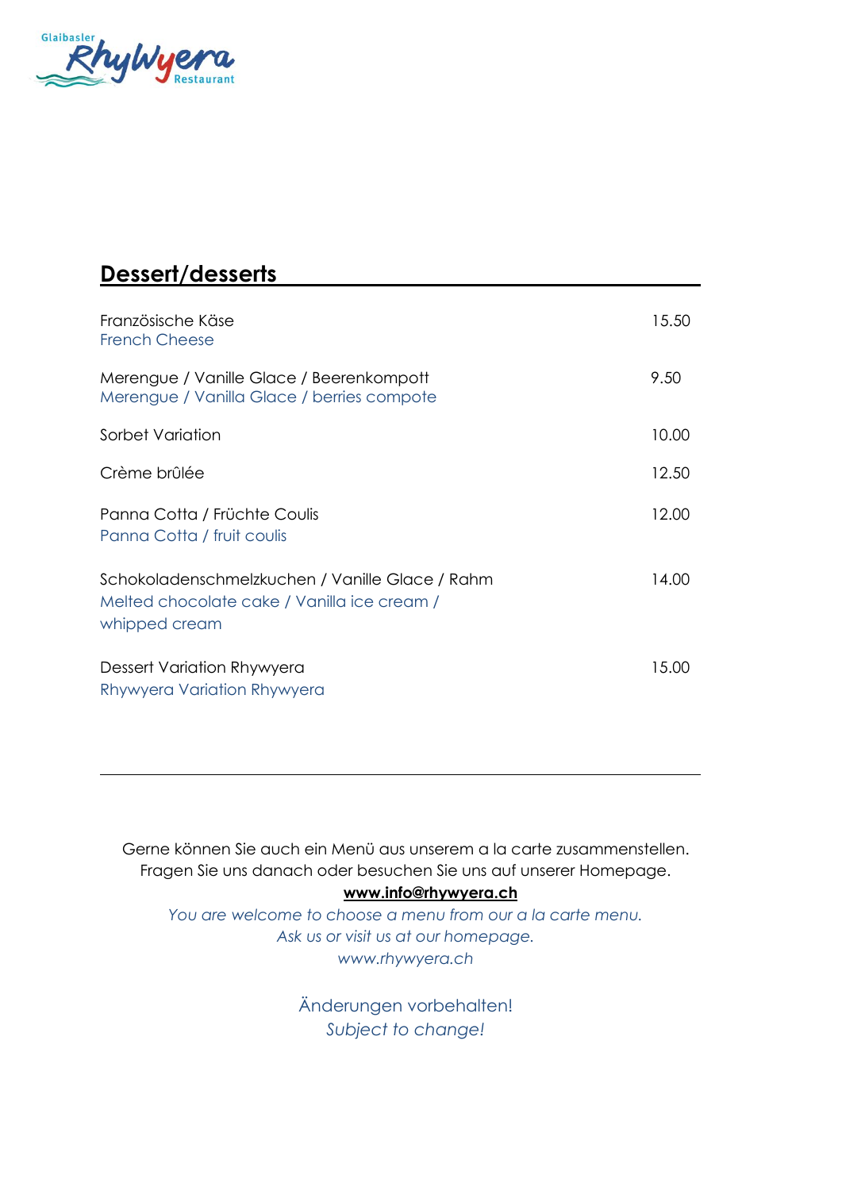Glaibasler RhyWyera Restaurant

## Dessert/desserts

| | |
|---|---|
| Französische Käse<br>French Cheese | 15.50 |
| Merengue / Vanille Glace / Beerenkompott<br>Merengue / Vanilla Glace / berries compote | 9.50 |
| Sorbet Variation | 10.00 |
| Crème brûlée | 12.50 |
| Panna Cotta / Früchte Coulis<br>Panna Cotta / fruit coulis | 12.00 |
| Schokoladenschmelzkuchen / Vanille Glace / Rahm<br>Melted chocolate cake / Vanilla ice cream / whipped cream | 14.00 |
| Dessert Variation Rhywyera<br>Rhywyera Variation Rhywyera | 15.00 |

---

Gerne können Sie auch ein Menü aus unserem a la carte zusammenstellen.
Fragen Sie uns danach oder besuchen Sie uns auf unserer Homepage.
**www.info@rhywyera.ch**

*You are welcome to choose a menu from our a la carte menu.*
*Ask us or visit us at our homepage.*
*www.rhywyera.ch*

Änderungen vorbehalten!
*Subject to change!*